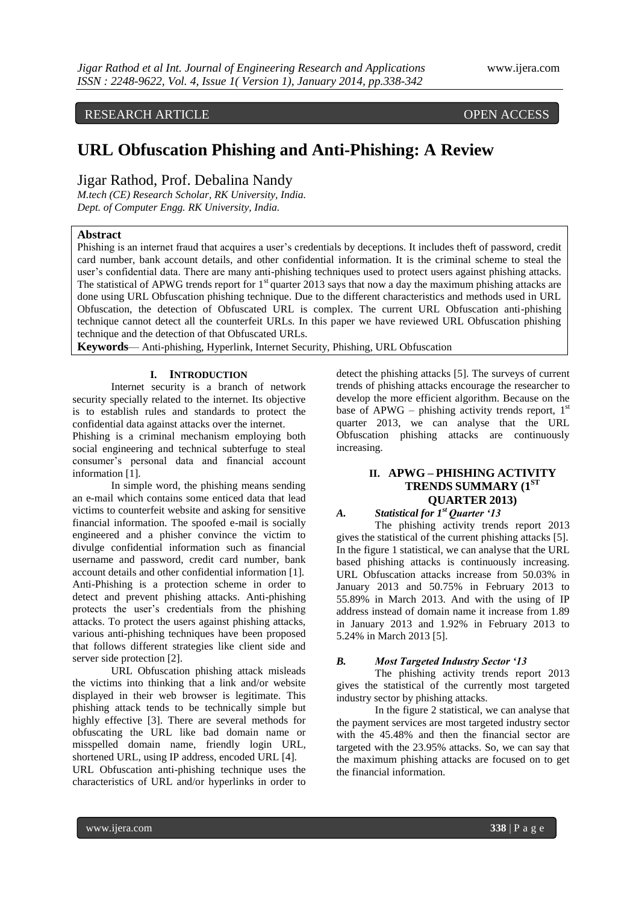RESEARCH ARTICLE OPEN ACCESS

# URL Obfuscation Phishing and Anti-Phishing: A Review

Jigar Rathod, Prof. Debalina Nandy

*M.tech (CE) Research Scholar, RK University, India.*
*Dept. of Computer Engg. RK University, India.*

## Abstract

Phishing is an internet fraud that acquires a user's credentials by deceptions. It includes theft of password, credit card number, bank account details, and other confidential information. It is the criminal scheme to steal the user's confidential data. There are many anti-phishing techniques used to protect users against phishing attacks. The statistical of APWG trends report for 1st quarter 2013 says that now a day the maximum phishing attacks are done using URL Obfuscation phishing technique. Due to the different characteristics and methods used in URL Obfuscation, the detection of Obfuscated URL is complex. The current URL Obfuscation anti-phishing technique cannot detect all the counterfeit URLs. In this paper we have reviewed URL Obfuscation phishing technique and the detection of that Obfuscated URLs.

**Keywords**— Anti-phishing, Hyperlink, Internet Security, Phishing, URL Obfuscation

## I. Introduction

Internet security is a branch of network security specially related to the internet. Its objective is to establish rules and standards to protect the confidential data against attacks over the internet.

Phishing is a criminal mechanism employing both social engineering and technical subterfuge to steal consumer's personal data and financial account information [1].

In simple word, the phishing means sending an e-mail which contains some enticed data that lead victims to counterfeit website and asking for sensitive financial information. The spoofed e-mail is socially engineered and a phisher convince the victim to divulge confidential information such as financial username and password, credit card number, bank account details and other confidential information [1].

Anti-Phishing is a protection scheme in order to detect and prevent phishing attacks. Anti-phishing protects the user's credentials from the phishing attacks. To protect the users against phishing attacks, various anti-phishing techniques have been proposed that follows different strategies like client side and server side protection [2].

URL Obfuscation phishing attack misleads the victims into thinking that a link and/or website displayed in their web browser is legitimate. This phishing attack tends to be technically simple but highly effective [3]. There are several methods for obfuscating the URL like bad domain name or misspelled domain name, friendly login URL, shortened URL, using IP address, encoded URL [4].

URL Obfuscation anti-phishing technique uses the characteristics of URL and/or hyperlinks in order to detect the phishing attacks [5]. The surveys of current trends of phishing attacks encourage the researcher to develop the more efficient algorithm. Because on the base of APWG – phishing activity trends report, 1st quarter 2013, we can analyse that the URL Obfuscation phishing attacks are continuously increasing.

## II. APWG – Phishing Activity Trends Summary (1st Quarter 2013)

### *A. Statistical for 1st Quarter '13*

The phishing activity trends report 2013 gives the statistical of the current phishing attacks [5]. In the figure 1 statistical, we can analyse that the URL based phishing attacks is continuously increasing. URL Obfuscation attacks increase from 50.03% in January 2013 and 50.75% in February 2013 to 55.89% in March 2013. And with the using of IP address instead of domain name it increase from 1.89 in January 2013 and 1.92% in February 2013 to 5.24% in March 2013 [5].

### *B. Most Targeted Industry Sector '13*

The phishing activity trends report 2013 gives the statistical of the currently most targeted industry sector by phishing attacks.

In the figure 2 statistical, we can analyse that the payment services are most targeted industry sector with the 45.48% and then the financial sector are targeted with the 23.95% attacks. So, we can say that the maximum phishing attacks are focused on to get the financial information.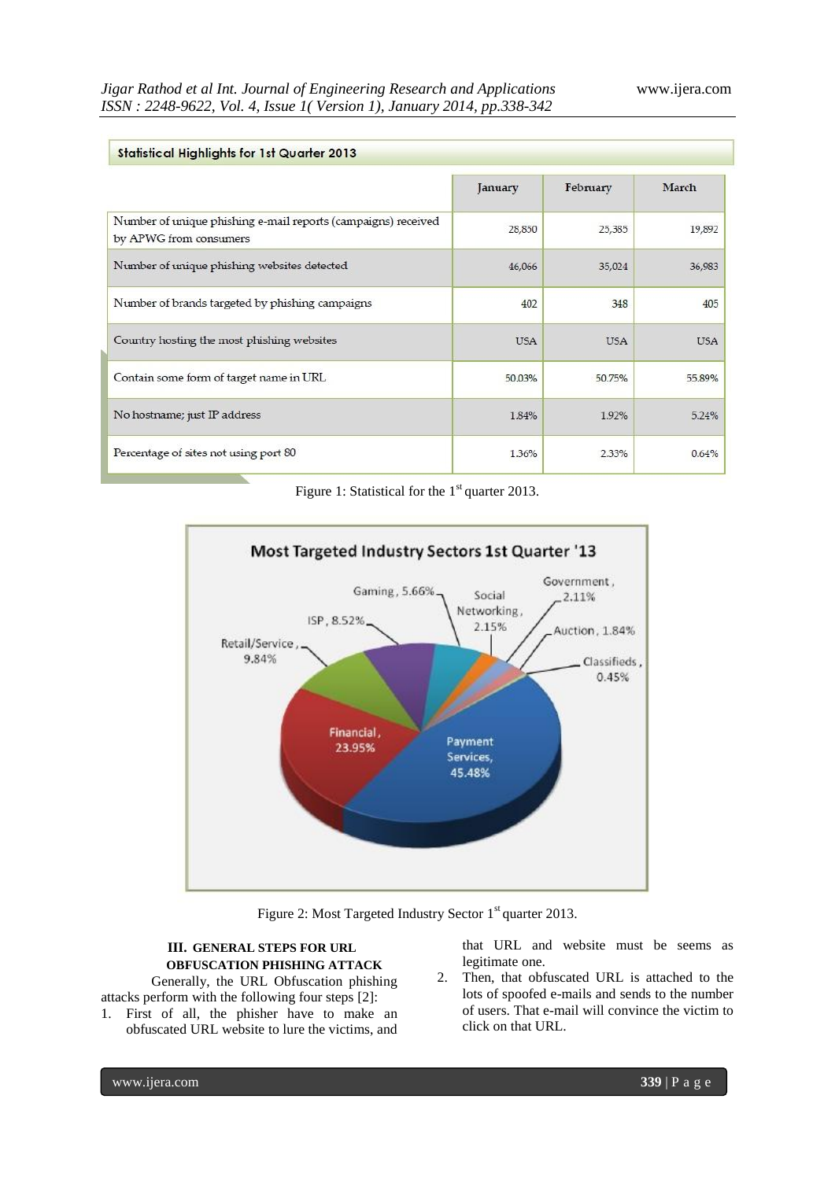**Statistical Highlights for 1st Quarter 2013**

| | January | February | March |
|---|---|---|---|
| Number of unique phishing e-mail reports (campaigns) received by APWG from consumers | 28,850 | 25,385 | 19,892 |
| Number of unique phishing websites detected | 46,066 | 35,024 | 36,983 |
| Number of brands targeted by phishing campaigns | 402 | 348 | 405 |
| Country hosting the most phishing websites | USA | USA | USA |
| Contain some form of target name in URL | 50.03% | 50.75% | 55.89% |
| No hostname; just IP address | 1.84% | 1.92% | 5.24% |
| Percentage of sites not using port 80 | 1.36% | 2.33% | 0.64% |

Figure 1: Statistical for the 1st quarter 2013.

**Most Targeted Industry Sectors 1st Quarter '13**

| Sector | Percentage |
|---|---|
| Payment Services | 45.48% |
| Financial | 23.95% |
| Retail/Service | 9.84% |
| ISP | 8.52% |
| Gaming | 5.66% |
| Social Networking | 2.15% |
| Government | 2.11% |
| Auction | 1.84% |
| Classifieds | 0.45% |

Figure 2: Most Targeted Industry Sector 1st quarter 2013.

### III. GENERAL STEPS FOR URL OBFUSCATION PHISHING ATTACK

Generally, the URL Obfuscation phishing attacks perform with the following four steps [2]:

1. First of all, the phisher have to make an obfuscated URL website to lure the victims, and that URL and website must be seems as legitimate one.
2. Then, that obfuscated URL is attached to the lots of spoofed e-mails and sends to the number of users. That e-mail will convince the victim to click on that URL.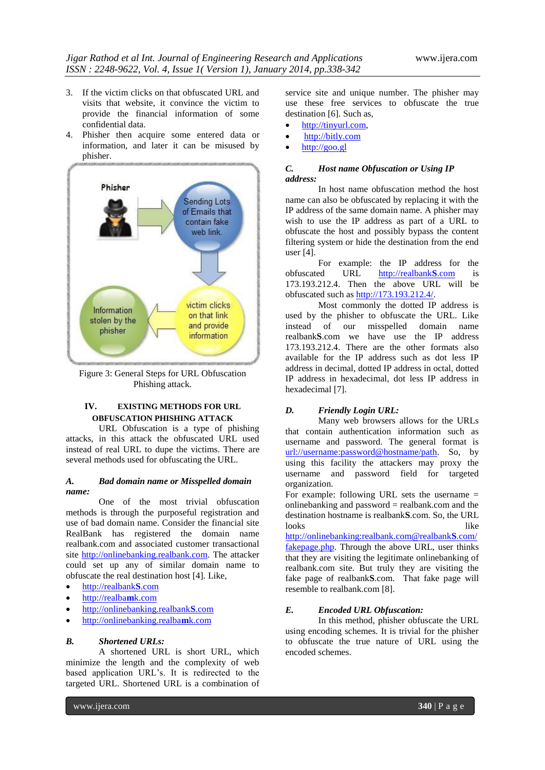3. If the victim clicks on that obfuscated URL and visits that website, it convince the victim to provide the financial information of some confidential data.
4. Phisher then acquire some entered data or information, and later it can be misused by phisher.

Figure 3: General Steps for URL Obfuscation Phishing attack.

## IV. EXISTING METHODS FOR URL OBFUSCATION PHISHING ATTACK

URL Obfuscation is a type of phishing attacks, in this attack the obfuscated URL used instead of real URL to dupe the victims. There are several methods used for obfuscating the URL.

### *A. Bad domain name or Misspelled domain name:*

One of the most trivial obfuscation methods is through the purposeful registration and use of bad domain name. Consider the financial site RealBank has registered the domain name realbank.com and associated customer transactional site http://onlinebanking.realbank.com. The attacker could set up any of similar domain name to obfuscate the real destination host [4]. Like,

- http://realbank**S**.com
- http://realba**m**k.com
- http://onlinebanking.realbank**S**.com
- http://onlinebanking.realba**m**k.com

### *B. Shortened URLs:*

A shortened URL is short URL, which minimize the length and the complexity of web based application URL's. It is redirected to the targeted URL. Shortened URL is a combination of service site and unique number. The phisher may use these free services to obfuscate the true destination [6]. Such as,

- http://tinyurl.com,
- http://bitly.com
- http://goo.gl

### *C. Host name Obfuscation or Using IP address:*

In host name obfuscation method the host name can also be obfuscated by replacing it with the IP address of the same domain name. A phisher may wish to use the IP address as part of a URL to obfuscate the host and possibly bypass the content filtering system or hide the destination from the end user [4].

For example: the IP address for the obfuscated URL http://realbank**S**.com is 173.193.212.4. Then the above URL will be obfuscated such as http://173.193.212.4/.

Most commonly the dotted IP address is used by the phisher to obfuscate the URL. Like instead of our misspelled domain name realbank**S**.com we have use the IP address 173.193.212.4. There are the other formats also available for the IP address such as dot less IP address in decimal, dotted IP address in octal, dotted IP address in hexadecimal, dot less IP address in hexadecimal [7].

### *D. Friendly Login URL:*

Many web browsers allows for the URLs that contain authentication information such as username and password. The general format is url://username:password@hostname/path. So, by using this facility the attackers may proxy the username and password field for targeted organization.

For example: following URL sets the username = onlinebanking and password = realbank.com and the destination hostname is realbank**S**.com. So, the URL looks like http://onlinebanking:realbank.com@realbank**S**.com/fakepage.php. Through the above URL, user thinks that they are visiting the legitimate onlinebanking of realbank.com site. But truly they are visiting the fake page of realbank**S**.com. That fake page will resemble to realbank.com [8].

### *E. Encoded URL Obfuscation:*

In this method, phisher obfuscate the URL using encoding schemes. It is trivial for the phisher to obfuscate the true nature of URL using the encoded schemes.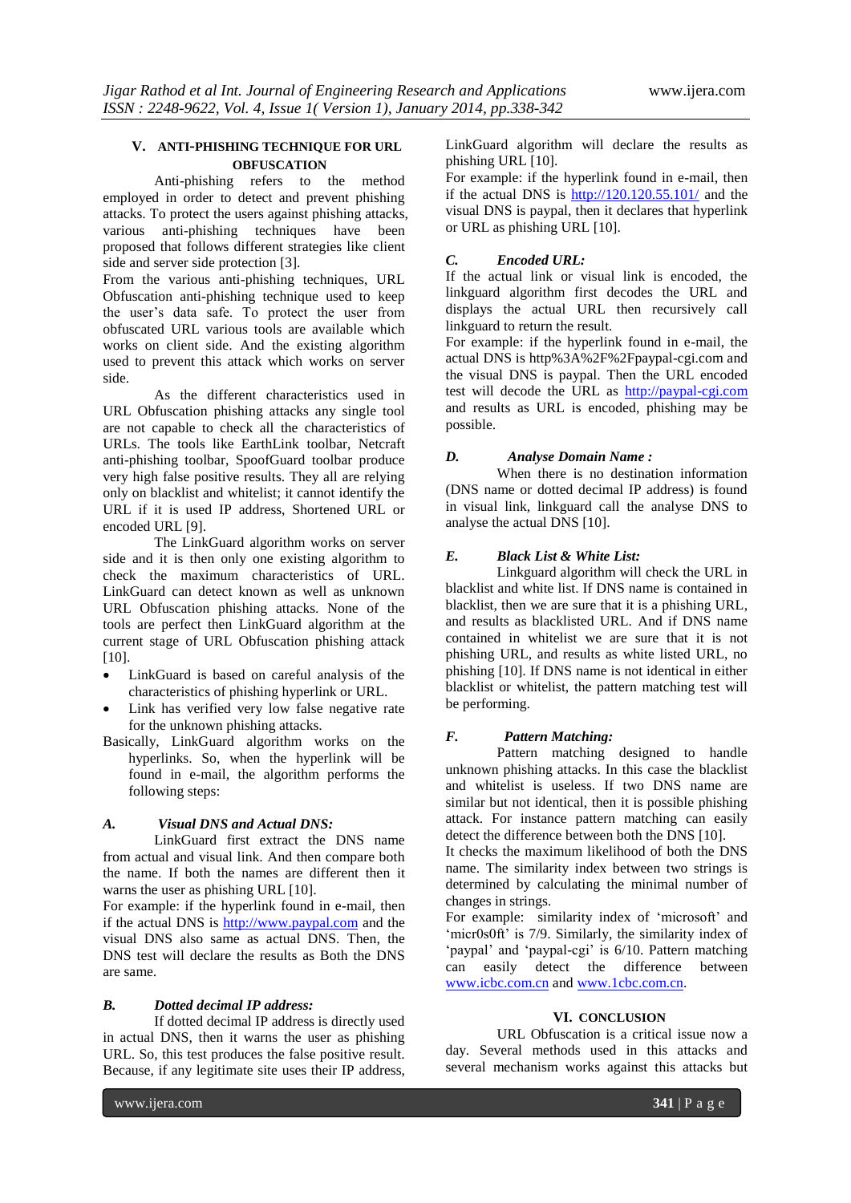## V. ANTI-PHISHING TECHNIQUE FOR URL OBFUSCATION

Anti-phishing refers to the method employed in order to detect and prevent phishing attacks. To protect the users against phishing attacks, various anti-phishing techniques have been proposed that follows different strategies like client side and server side protection [3].

From the various anti-phishing techniques, URL Obfuscation anti-phishing technique used to keep the user's data safe. To protect the user from obfuscated URL various tools are available which works on client side. And the existing algorithm used to prevent this attack which works on server side.

As the different characteristics used in URL Obfuscation phishing attacks any single tool are not capable to check all the characteristics of URLs. The tools like EarthLink toolbar, Netcraft anti-phishing toolbar, SpoofGuard toolbar produce very high false positive results. They all are relying only on blacklist and whitelist; it cannot identify the URL if it is used IP address, Shortened URL or encoded URL [9].

The LinkGuard algorithm works on server side and it is then only one existing algorithm to check the maximum characteristics of URL. LinkGuard can detect known as well as unknown URL Obfuscation phishing attacks. None of the tools are perfect then LinkGuard algorithm at the current stage of URL Obfuscation phishing attack [10].

- LinkGuard is based on careful analysis of the characteristics of phishing hyperlink or URL.
- Link has verified very low false negative rate for the unknown phishing attacks.

Basically, LinkGuard algorithm works on the hyperlinks. So, when the hyperlink will be found in e-mail, the algorithm performs the following steps:

### *A. Visual DNS and Actual DNS:*

LinkGuard first extract the DNS name from actual and visual link. And then compare both the name. If both the names are different then it warns the user as phishing URL [10].

For example: if the hyperlink found in e-mail, then if the actual DNS is http://www.paypal.com and the visual DNS also same as actual DNS. Then, the DNS test will declare the results as Both the DNS are same.

### *B. Dotted decimal IP address:*

If dotted decimal IP address is directly used in actual DNS, then it warns the user as phishing URL. So, this test produces the false positive result. Because, if any legitimate site uses their IP address, LinkGuard algorithm will declare the results as phishing URL [10].

For example: if the hyperlink found in e-mail, then if the actual DNS is http://120.120.55.101/ and the visual DNS is paypal, then it declares that hyperlink or URL as phishing URL [10].

### *C. Encoded URL:*

If the actual link or visual link is encoded, the linkguard algorithm first decodes the URL and displays the actual URL then recursively call linkguard to return the result.

For example: if the hyperlink found in e-mail, the actual DNS is http%3A%2F%2Fpaypal-cgi.com and the visual DNS is paypal. Then the URL encoded test will decode the URL as http://paypal-cgi.com and results as URL is encoded, phishing may be possible.

### *D. Analyse Domain Name :*

When there is no destination information (DNS name or dotted decimal IP address) is found in visual link, linkguard call the analyse DNS to analyse the actual DNS [10].

### *E. Black List & White List:*

Linkguard algorithm will check the URL in blacklist and white list. If DNS name is contained in blacklist, then we are sure that it is a phishing URL, and results as blacklisted URL. And if DNS name contained in whitelist we are sure that it is not phishing URL, and results as white listed URL, no phishing [10]. If DNS name is not identical in either blacklist or whitelist, the pattern matching test will be performing.

### *F. Pattern Matching:*

Pattern matching designed to handle unknown phishing attacks. In this case the blacklist and whitelist is useless. If two DNS name are similar but not identical, then it is possible phishing attack. For instance pattern matching can easily detect the difference between both the DNS [10].

It checks the maximum likelihood of both the DNS name. The similarity index between two strings is determined by calculating the minimal number of changes in strings.

For example: similarity index of 'microsoft' and 'micr0s0ft' is 7/9. Similarly, the similarity index of 'paypal' and 'paypal-cgi' is 6/10. Pattern matching can easily detect the difference between www.icbc.com.cn and www.1cbc.com.cn.

## VI. CONCLUSION

URL Obfuscation is a critical issue now a day. Several methods used in this attacks and several mechanism works against this attacks but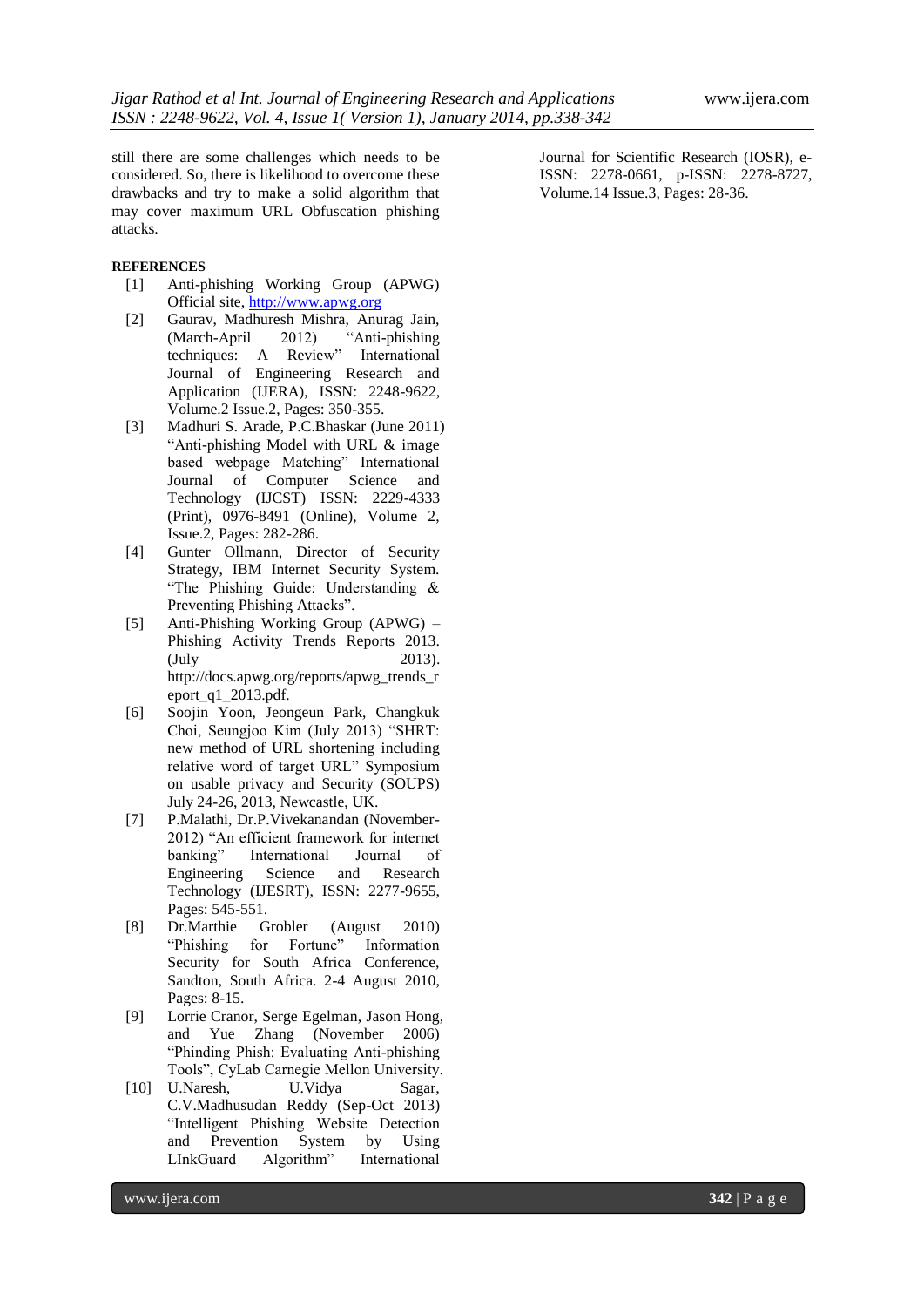still there are some challenges which needs to be considered. So, there is likelihood to overcome these drawbacks and try to make a solid algorithm that may cover maximum URL Obfuscation phishing attacks.

## REFERENCES

[1] Anti-phishing Working Group (APWG) Official site, http://www.apwg.org

[2] Gaurav, Madhuresh Mishra, Anurag Jain, (March-April 2012) "Anti-phishing techniques: A Review" International Journal of Engineering Research and Application (IJERA), ISSN: 2248-9622, Volume.2 Issue.2, Pages: 350-355.

[3] Madhuri S. Arade, P.C.Bhaskar (June 2011) "Anti-phishing Model with URL & image based webpage Matching" International Journal of Computer Science and Technology (IJCST) ISSN: 2229-4333 (Print), 0976-8491 (Online), Volume 2, Issue.2, Pages: 282-286.

[4] Gunter Ollmann, Director of Security Strategy, IBM Internet Security System. "The Phishing Guide: Understanding & Preventing Phishing Attacks".

[5] Anti-Phishing Working Group (APWG) – Phishing Activity Trends Reports 2013. (July 2013). http://docs.apwg.org/reports/apwg_trends_report_q1_2013.pdf.

[6] Soojin Yoon, Jeongeun Park, Changkuk Choi, Seungjoo Kim (July 2013) "SHRT: new method of URL shortening including relative word of target URL" Symposium on usable privacy and Security (SOUPS) July 24-26, 2013, Newcastle, UK.

[7] P.Malathi, Dr.P.Vivekanandan (November-2012) "An efficient framework for internet banking" International Journal of Engineering Science and Research Technology (IJESRT), ISSN: 2277-9655, Pages: 545-551.

[8] Dr.Marthie Grobler (August 2010) "Phishing for Fortune" Information Security for South Africa Conference, Sandton, South Africa. 2-4 August 2010, Pages: 8-15.

[9] Lorrie Cranor, Serge Egelman, Jason Hong, and Yue Zhang (November 2006) "Phinding Phish: Evaluating Anti-phishing Tools", CyLab Carnegie Mellon University.

[10] U.Naresh, U.Vidya Sagar, C.V.Madhusudan Reddy (Sep-Oct 2013) "Intelligent Phishing Website Detection and Prevention System by Using LInkGuard Algorithm" International Journal for Scientific Research (IOSR), e-ISSN: 2278-0661, p-ISSN: 2278-8727, Volume.14 Issue.3, Pages: 28-36.